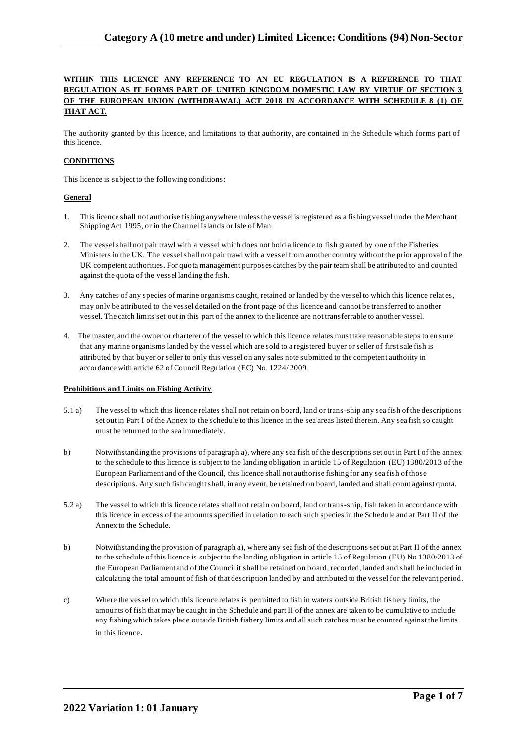**WITHIN THIS LICENCE ANY REFERENCE TO AN EU REGULATION IS A REFERENCE TO THAT REGULATION AS IT FORMS PART OF UNITED KINGDOM DOMESTIC LAW BY VIRTUE OF SECTION 3 OF THE EUROPEAN UNION (WITHDRAWAL) ACT 2018 IN ACCORDANCE WITH SCHEDULE 8 (1) OF THAT ACT.**

The authority granted by this licence, and limitations to that authority, are contained in the Schedule which forms part of this licence.

**CONDITIONS**

This licence is subject to the following conditions:

**General**

1. This licence shall not authorise fishing anywhere unless the vessel is registered as a fishing vessel under the Merchant Shipping Act 1995, or in the Channel Islands or Isle of Man

2. The vessel shall not pair trawl with a vessel which does not hold a licence to fish granted by one of the Fisheries Ministers in the UK. The vessel shall not pair trawl with a vessel from another country without the prior approval of the UK competent authorities. For quota management purposes catches by the pair team shall be attributed to and counted against the quota of the vessel landing the fish.

3. Any catches of any species of marine organisms caught, retained or landed by the vessel to which this licence relates, may only be attributed to the vessel detailed on the front page of this licence and cannot be transferred to another vessel. The catch limits set out in this part of the annex to the licence are not transferrable to another vessel.

4. The master, and the owner or charterer of the vessel to which this licence relates must take reasonable steps to ensure that any marine organisms landed by the vessel which are sold to a registered buyer or seller of first sale fish is attributed by that buyer or seller to only this vessel on any sales note submitted to the competent authority in accordance with article 62 of Council Regulation (EC) No. 1224/ 2009.

**Prohibitions and Limits on Fishing Activity**

5.1 a) The vessel to which this licence relates shall not retain on board, land or trans-ship any sea fish of the descriptions set out in Part I of the Annex to the schedule to this licence in the sea areas listed therein. Any sea fish so caught must be returned to the sea immediately.

b) Notwithstanding the provisions of paragraph a), where any sea fish of the descriptions set out in Part I of the annex to the schedule to this licence is subject to the landing obligation in article 15 of Regulation (EU) 1380/2013 of the European Parliament and of the Council, this licence shall not authorise fishing for any sea fish of those descriptions. Any such fish caught shall, in any event, be retained on board, landed and shall count against quota.

5.2 a) The vessel to which this licence relates shall not retain on board, land or trans-ship, fish taken in accordance with this licence in excess of the amounts specified in relation to each such species in the Schedule and at Part II of the Annex to the Schedule.

b) Notwithstanding the provision of paragraph a), where any sea fish of the descriptions set out at Part II of the annex to the schedule of this licence is subject to the landing obligation in article 15 of Regulation (EU) No 1380/2013 of the European Parliament and of the Council it shall be retained on board, recorded, landed and shall be included in calculating the total amount of fish of that description landed by and attributed to the vessel for the relevant period.

c) Where the vessel to which this licence relates is permitted to fish in waters outside British fishery limits, the amounts of fish that may be caught in the Schedule and part II of the annex are taken to be cumulative to include any fishing which takes place outside British fishery limits and all such catches must be counted against the limits in this licence.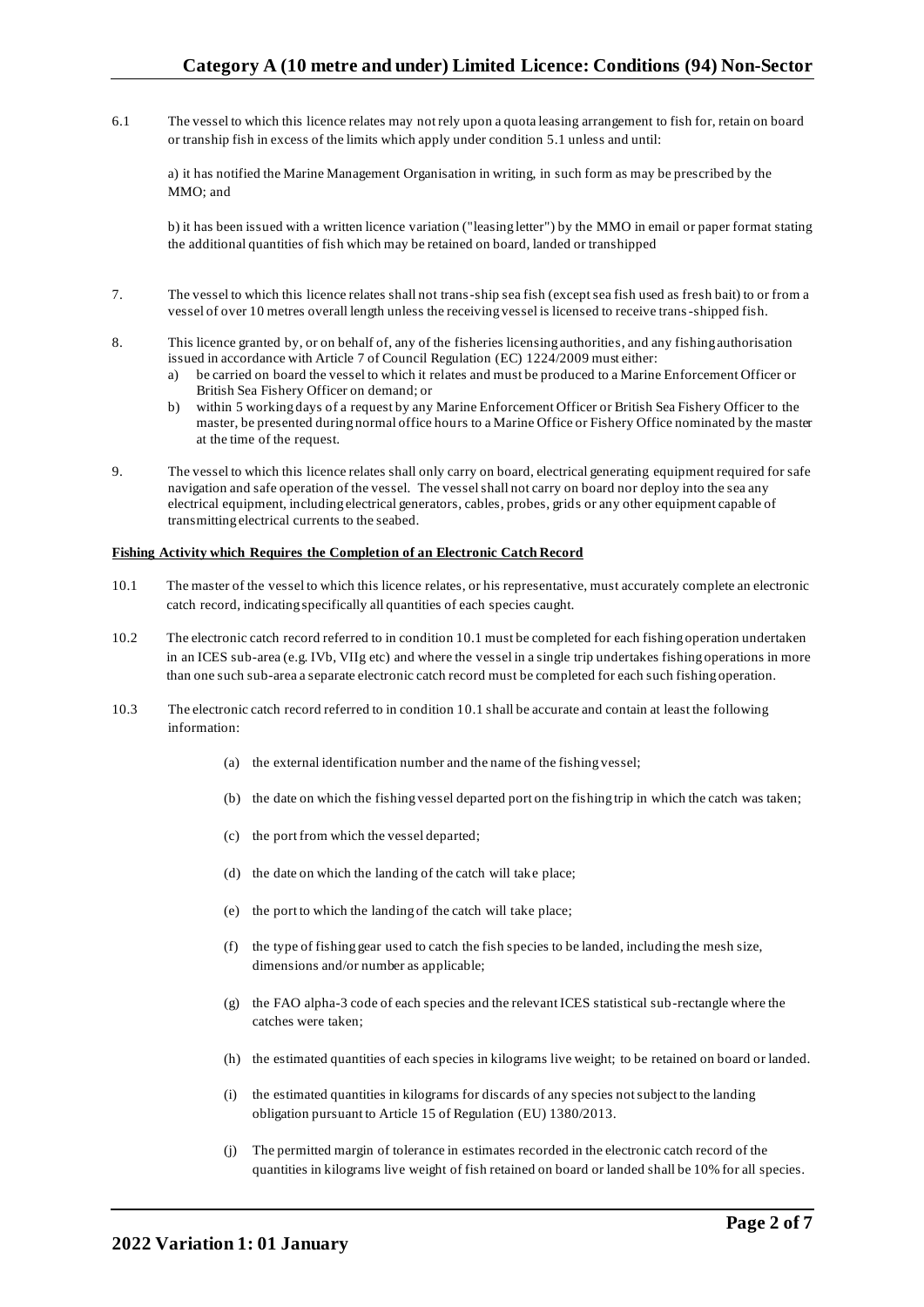6.1 The vessel to which this licence relates may not rely upon a quota leasing arrangement to fish for, retain on board or tranship fish in excess of the limits which apply under condition 5.1 unless and until:

a) it has notified the Marine Management Organisation in writing, in such form as may be prescribed by the MMO; and

b) it has been issued with a written licence variation ("leasing letter") by the MMO in email or paper format stating the additional quantities of fish which may be retained on board, landed or transhipped

7. The vessel to which this licence relates shall not trans-ship sea fish (except sea fish used as fresh bait) to or from a vessel of over 10 metres overall length unless the receiving vessel is licensed to receive trans-shipped fish.

8. This licence granted by, or on behalf of, any of the fisheries licensing authorities, and any fishing authorisation issued in accordance with Article 7 of Council Regulation (EC) 1224/2009 must either:
   a) be carried on board the vessel to which it relates and must be produced to a Marine Enforcement Officer or British Sea Fishery Officer on demand; or
   b) within 5 working days of a request by any Marine Enforcement Officer or British Sea Fishery Officer to the master, be presented during normal office hours to a Marine Office or Fishery Office nominated by the master at the time of the request.

9. The vessel to which this licence relates shall only carry on board, electrical generating equipment required for safe navigation and safe operation of the vessel. The vessel shall not carry on board nor deploy into the sea any electrical equipment, including electrical generators, cables, probes, grids or any other equipment capable of transmitting electrical currents to the seabed.

**Fishing Activity which Requires the Completion of an Electronic Catch Record**

10.1 The master of the vessel to which this licence relates, or his representative, must accurately complete an electronic catch record, indicating specifically all quantities of each species caught.

10.2 The electronic catch record referred to in condition 10.1 must be completed for each fishing operation undertaken in an ICES sub-area (e.g. IVb, VIIg etc) and where the vessel in a single trip undertakes fishing operations in more than one such sub-area a separate electronic catch record must be completed for each such fishing operation.

10.3 The electronic catch record referred to in condition 10.1 shall be accurate and contain at least the following information:

   (a) the external identification number and the name of the fishing vessel;

   (b) the date on which the fishing vessel departed port on the fishing trip in which the catch was taken;

   (c) the port from which the vessel departed;

   (d) the date on which the landing of the catch will take place;

   (e) the port to which the landing of the catch will take place;

   (f) the type of fishing gear used to catch the fish species to be landed, including the mesh size, dimensions and/or number as applicable;

   (g) the FAO alpha-3 code of each species and the relevant ICES statistical sub-rectangle where the catches were taken;

   (h) the estimated quantities of each species in kilograms live weight; to be retained on board or landed.

   (i) the estimated quantities in kilograms for discards of any species not subject to the landing obligation pursuant to Article 15 of Regulation (EU) 1380/2013.

   (j) The permitted margin of tolerance in estimates recorded in the electronic catch record of the quantities in kilograms live weight of fish retained on board or landed shall be 10% for all species.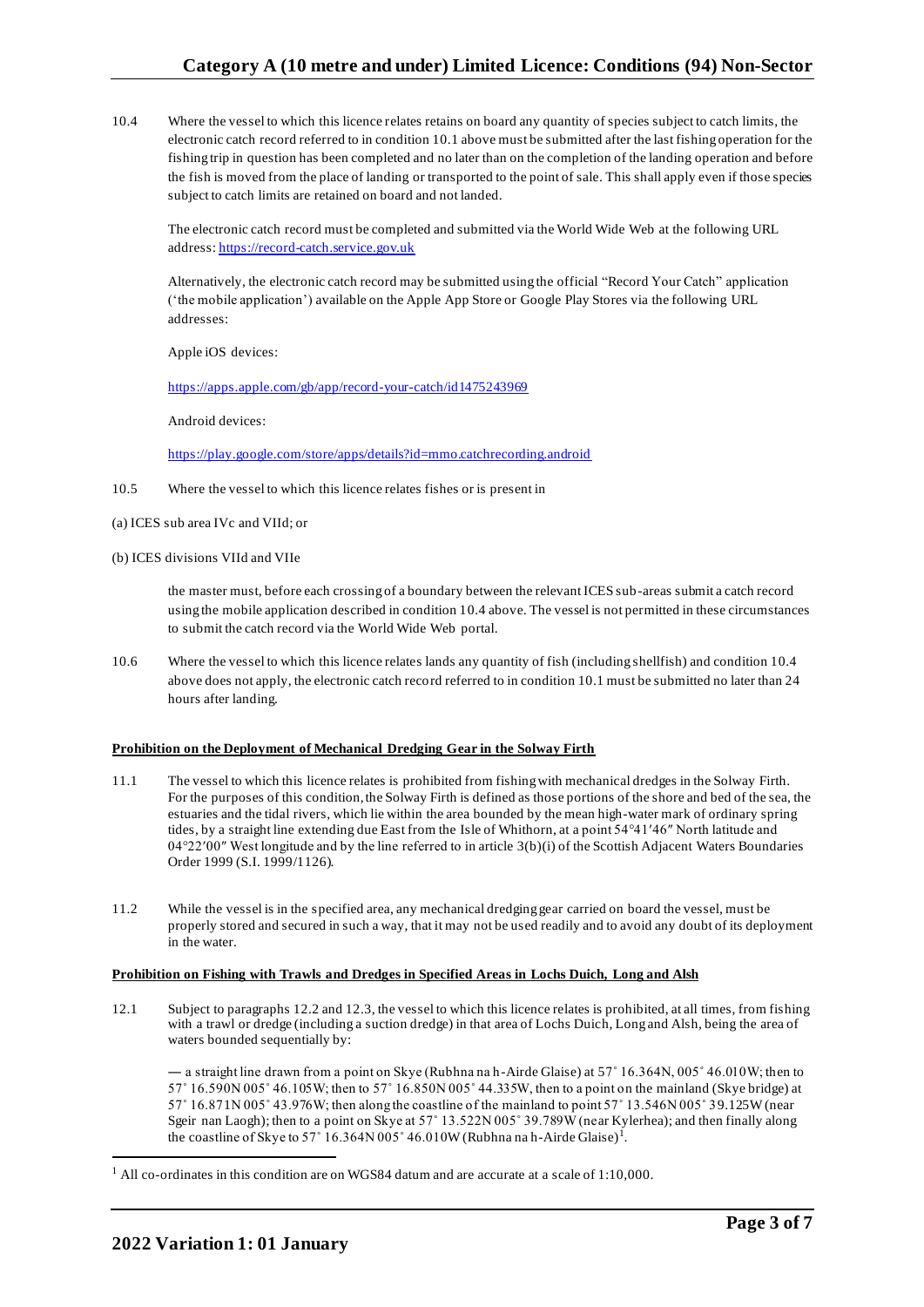10.4 Where the vessel to which this licence relates retains on board any quantity of species subject to catch limits, the electronic catch record referred to in condition 10.1 above must be submitted after the last fishing operation for the fishing trip in question has been completed and no later than on the completion of the landing operation and before the fish is moved from the place of landing or transported to the point of sale. This shall apply even if those species subject to catch limits are retained on board and not landed.

The electronic catch record must be completed and submitted via the World Wide Web at the following URL address: https://record-catch.service.gov.uk

Alternatively, the electronic catch record may be submitted using the official "Record Your Catch" application ('the mobile application') available on the Apple App Store or Google Play Stores via the following URL addresses:

Apple iOS devices:

https://apps.apple.com/gb/app/record-your-catch/id1475243969

Android devices:

https://play.google.com/store/apps/details?id=mmo.catchrecording.android

10.5 Where the vessel to which this licence relates fishes or is present in

(a) ICES sub area IVc and VIId; or

(b) ICES divisions VIId and VIIe

the master must, before each crossing of a boundary between the relevant ICES sub-areas submit a catch record using the mobile application described in condition 10.4 above. The vessel is not permitted in these circumstances to submit the catch record via the World Wide Web portal.

10.6 Where the vessel to which this licence relates lands any quantity of fish (including shellfish) and condition 10.4 above does not apply, the electronic catch record referred to in condition 10.1 must be submitted no later than 24 hours after landing.

**Prohibition on the Deployment of Mechanical Dredging Gear in the Solway Firth**

11.1 The vessel to which this licence relates is prohibited from fishing with mechanical dredges in the Solway Firth. For the purposes of this condition, the Solway Firth is defined as those portions of the shore and bed of the sea, the estuaries and the tidal rivers, which lie within the area bounded by the mean high-water mark of ordinary spring tides, by a straight line extending due East from the Isle of Whithorn, at a point 54°41′46″ North latitude and 04°22′00″ West longitude and by the line referred to in article 3(b)(i) of the Scottish Adjacent Waters Boundaries Order 1999 (S.I. 1999/1126).

11.2 While the vessel is in the specified area, any mechanical dredging gear carried on board the vessel, must be properly stored and secured in such a way, that it may not be used readily and to avoid any doubt of its deployment in the water.

**Prohibition on Fishing with Trawls and Dredges in Specified Areas in Lochs Duich, Long and Alsh**

12.1 Subject to paragraphs 12.2 and 12.3, the vessel to which this licence relates is prohibited, at all times, from fishing with a trawl or dredge (including a suction dredge) in that area of Lochs Duich, Long and Alsh, being the area of waters bounded sequentially by:

— a straight line drawn from a point on Skye (Rubhna na h-Airde Glaise) at 57˚ 16.364N, 005˚ 46.010W; then to 57˚ 16.590N 005˚ 46.105W; then to 57˚ 16.850N 005˚ 44.335W, then to a point on the mainland (Skye bridge) at 57˚ 16.871N 005˚ 43.976W; then along the coastline of the mainland to point 57˚ 13.546N 005˚ 39.125W (near Sgeir nan Laogh); then to a point on Skye at 57˚ 13.522N 005˚ 39.789W (near Kylerhea); and then finally along the coastline of Skye to 57˚ 16.364N 005˚ 46.010W (Rubhna na h-Airde Glaise)[1].

[1] All co-ordinates in this condition are on WGS84 datum and are accurate at a scale of 1:10,000.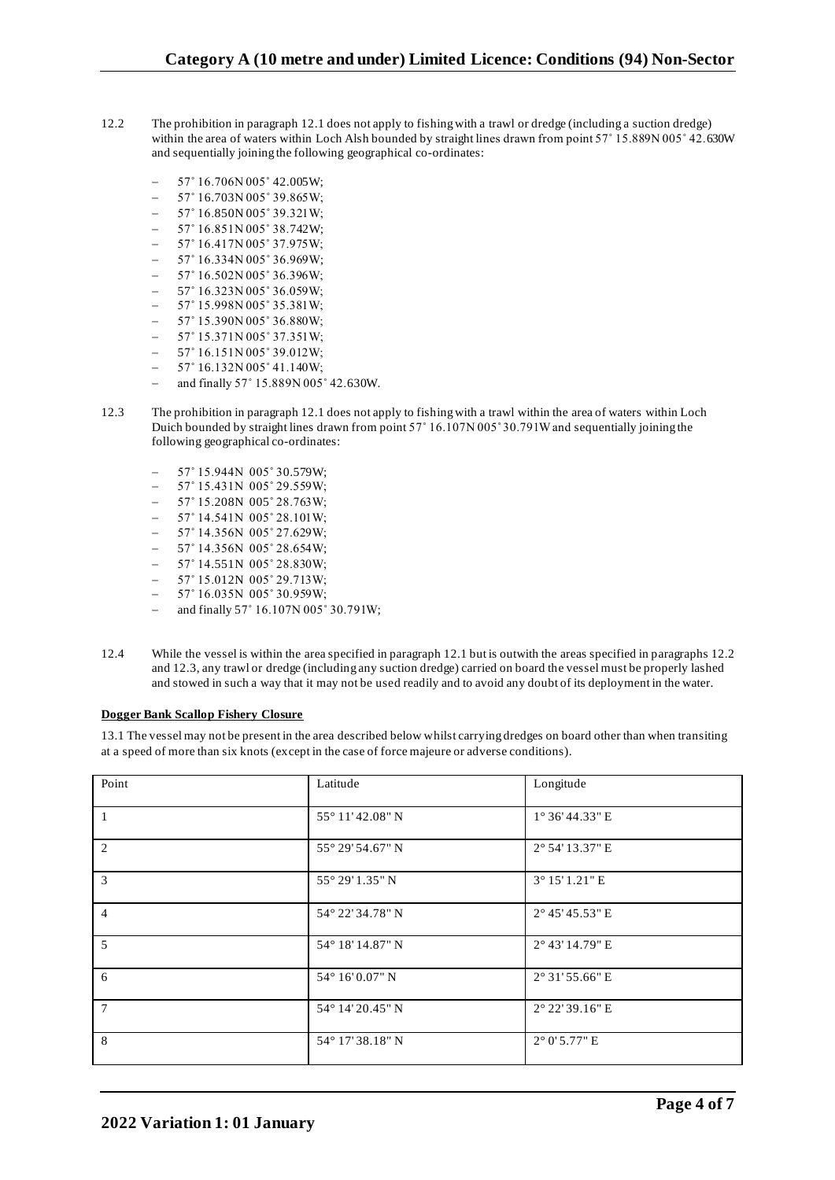12.2 The prohibition in paragraph 12.1 does not apply to fishing with a trawl or dredge (including a suction dredge) within the area of waters within Loch Alsh bounded by straight lines drawn from point 57˚ 15.889N 005˚ 42.630W and sequentially joining the following geographical co-ordinates:

- 57˚ 16.706N 005˚ 42.005W;
- 57˚ 16.703N 005˚ 39.865W;
- 57˚ 16.850N 005˚ 39.321W;
- 57˚ 16.851N 005˚ 38.742W;
- 57˚ 16.417N 005˚ 37.975W;
- 57˚ 16.334N 005˚ 36.969W;
- 57˚ 16.502N 005˚ 36.396W;
- 57˚ 16.323N 005˚ 36.059W;
- 57˚ 15.998N 005˚ 35.381W;
- 57˚ 15.390N 005˚ 36.880W;
- 57˚ 15.371N 005˚ 37.351W;
- 57˚ 16.151N 005˚ 39.012W;
- 57˚ 16.132N 005˚ 41.140W;
- and finally 57˚ 15.889N 005˚ 42.630W.

12.3 The prohibition in paragraph 12.1 does not apply to fishing with a trawl within the area of waters within Loch Duich bounded by straight lines drawn from point 57˚ 16.107N 005˚ 30.791W and sequentially joining the following geographical co-ordinates:

- 57˚ 15.944N 005˚ 30.579W;
- 57˚ 15.431N 005˚ 29.559W;
- 57˚ 15.208N 005˚ 28.763W;
- 57˚ 14.541N 005˚ 28.101W;
- 57˚ 14.356N 005˚ 27.629W;
- 57˚ 14.356N 005˚ 28.654W;
- 57˚ 14.551N 005˚ 28.830W;
- 57˚ 15.012N 005˚ 29.713W;
- 57˚ 16.035N 005˚ 30.959W;
- and finally 57˚ 16.107N 005˚ 30.791W;

12.4 While the vessel is within the area specified in paragraph 12.1 but is outwith the areas specified in paragraphs 12.2 and 12.3, any trawl or dredge (including any suction dredge) carried on board the vessel must be properly lashed and stowed in such a way that it may not be used readily and to avoid any doubt of its deployment in the water.

**Dogger Bank Scallop Fishery Closure**

13.1 The vessel may not be present in the area described below whilst carrying dredges on board other than when transiting at a speed of more than six knots (except in the case of force majeure or adverse conditions).

| Point | Latitude | Longitude |
|---|---|---|
| 1 | 55° 11' 42.08" N | 1° 36' 44.33" E |
| 2 | 55° 29' 54.67" N | 2° 54' 13.37" E |
| 3 | 55° 29' 1.35" N | 3° 15' 1.21" E |
| 4 | 54° 22' 34.78" N | 2° 45' 45.53" E |
| 5 | 54° 18' 14.87" N | 2° 43' 14.79" E |
| 6 | 54° 16' 0.07" N | 2° 31' 55.66" E |
| 7 | 54° 14' 20.45" N | 2° 22' 39.16" E |
| 8 | 54° 17' 38.18" N | 2° 0' 5.77" E |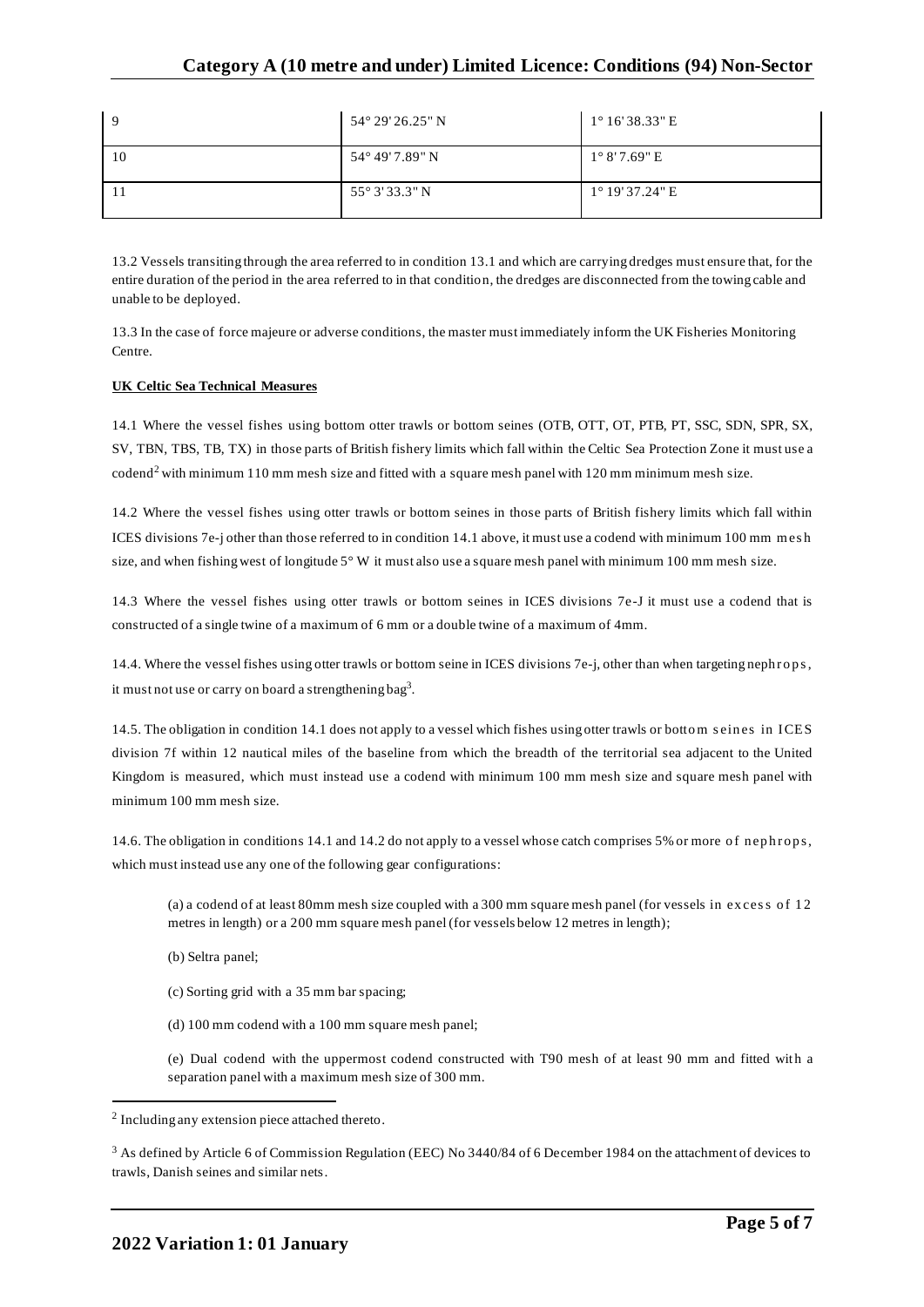| 9 | 54° 29' 26.25" N | 1° 16' 38.33" E |
|---|---|---|
| 10 | 54° 49' 7.89" N | 1° 8' 7.69" E |
| 11 | 55° 3' 33.3" N | 1° 19' 37.24" E |

13.2 Vessels transiting through the area referred to in condition 13.1 and which are carrying dredges must ensure that, for the entire duration of the period in the area referred to in that condition, the dredges are disconnected from the towing cable and unable to be deployed.

13.3 In the case of force majeure or adverse conditions, the master must immediately inform the UK Fisheries Monitoring Centre.

**UK Celtic Sea Technical Measures**

14.1 Where the vessel fishes using bottom otter trawls or bottom seines (OTB, OTT, OT, PTB, PT, SSC, SDN, SPR, SX, SV, TBN, TBS, TB, TX) in those parts of British fishery limits which fall within the Celtic Sea Protection Zone it must use a codend[2] with minimum 110 mm mesh size and fitted with a square mesh panel with 120 mm minimum mesh size.

14.2 Where the vessel fishes using otter trawls or bottom seines in those parts of British fishery limits which fall within ICES divisions 7e-j other than those referred to in condition 14.1 above, it must use a codend with minimum 100 mm mesh size, and when fishing west of longitude 5° W it must also use a square mesh panel with minimum 100 mm mesh size.

14.3 Where the vessel fishes using otter trawls or bottom seines in ICES divisions 7e-J it must use a codend that is constructed of a single twine of a maximum of 6 mm or a double twine of a maximum of 4mm.

14.4. Where the vessel fishes using otter trawls or bottom seine in ICES divisions 7e-j, other than when targeting nephrops, it must not use or carry on board a strengthening bag[3].

14.5. The obligation in condition 14.1 does not apply to a vessel which fishes using otter trawls or bottom seines in ICES division 7f within 12 nautical miles of the baseline from which the breadth of the territorial sea adjacent to the United Kingdom is measured, which must instead use a codend with minimum 100 mm mesh size and square mesh panel with minimum 100 mm mesh size.

14.6. The obligation in conditions 14.1 and 14.2 do not apply to a vessel whose catch comprises 5% or more of nephrops, which must instead use any one of the following gear configurations:

(a) a codend of at least 80mm mesh size coupled with a 300 mm square mesh panel (for vessels in excess of 12 metres in length) or a 200 mm square mesh panel (for vessels below 12 metres in length);

(b) Seltra panel;

(c) Sorting grid with a 35 mm bar spacing;

(d) 100 mm codend with a 100 mm square mesh panel;

(e) Dual codend with the uppermost codend constructed with T90 mesh of at least 90 mm and fitted with a separation panel with a maximum mesh size of 300 mm.

---

[2] Including any extension piece attached thereto.

[3] As defined by Article 6 of Commission Regulation (EEC) No 3440/84 of 6 December 1984 on the attachment of devices to trawls, Danish seines and similar nets.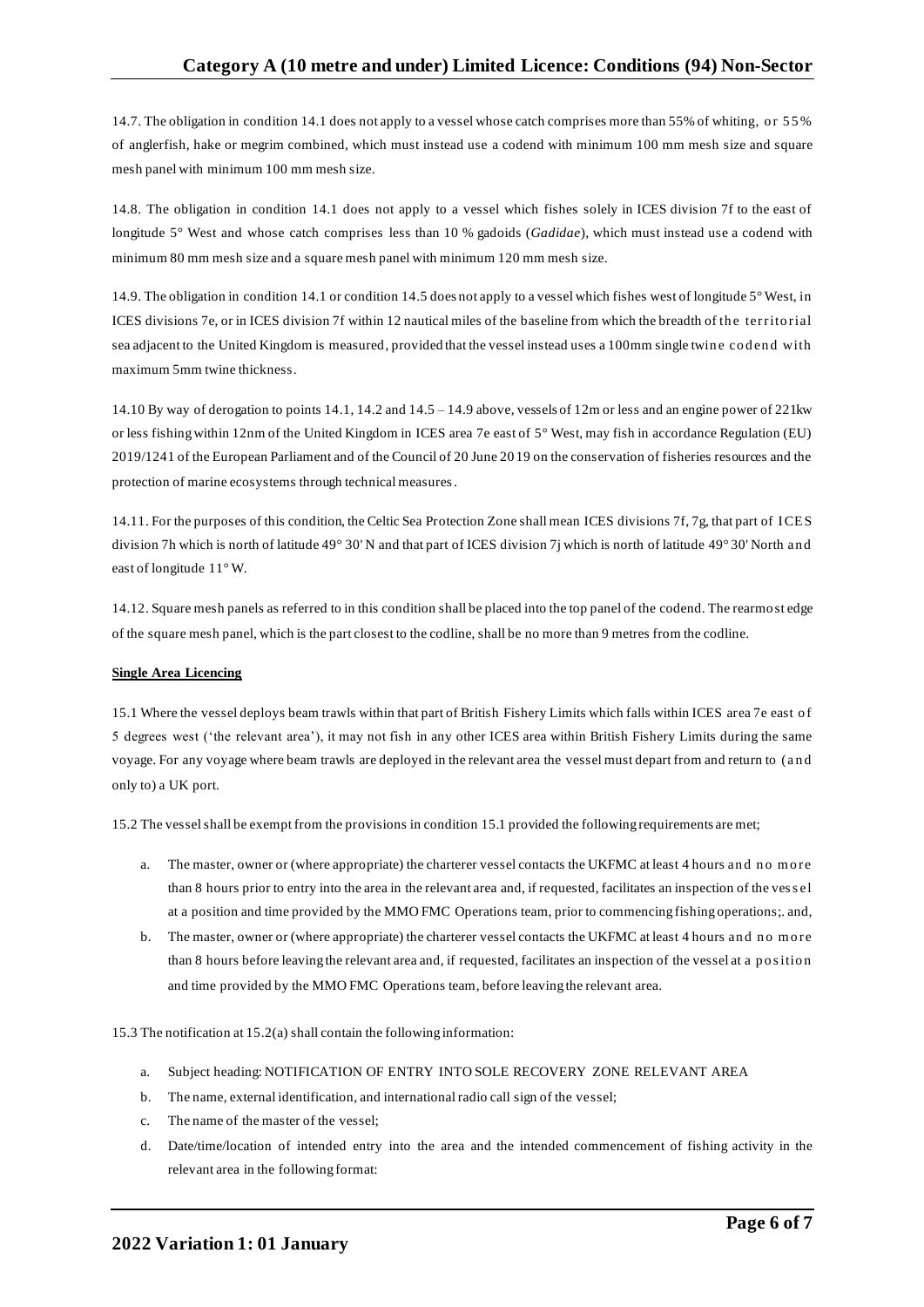14.7. The obligation in condition 14.1 does not apply to a vessel whose catch comprises more than 55% of whiting, or 55% of anglerfish, hake or megrim combined, which must instead use a codend with minimum 100 mm mesh size and square mesh panel with minimum 100 mm mesh size.

14.8. The obligation in condition 14.1 does not apply to a vessel which fishes solely in ICES division 7f to the east of longitude 5° West and whose catch comprises less than 10 % gadoids (*Gadidae*), which must instead use a codend with minimum 80 mm mesh size and a square mesh panel with minimum 120 mm mesh size.

14.9. The obligation in condition 14.1 or condition 14.5 does not apply to a vessel which fishes west of longitude 5° West, in ICES divisions 7e, or in ICES division 7f within 12 nautical miles of the baseline from which the breadth of the territorial sea adjacent to the United Kingdom is measured, provided that the vessel instead uses a 100mm single twine codend with maximum 5mm twine thickness.

14.10 By way of derogation to points 14.1, 14.2 and 14.5 – 14.9 above, vessels of 12m or less and an engine power of 221kw or less fishing within 12nm of the United Kingdom in ICES area 7e east of 5° West, may fish in accordance Regulation (EU) 2019/1241 of the European Parliament and of the Council of 20 June 2019 on the conservation of fisheries resources and the protection of marine ecosystems through technical measures.

14.11. For the purposes of this condition, the Celtic Sea Protection Zone shall mean ICES divisions 7f, 7g, that part of ICES division 7h which is north of latitude 49° 30' N and that part of ICES division 7j which is north of latitude 49° 30' North and east of longitude 11° W.

14.12. Square mesh panels as referred to in this condition shall be placed into the top panel of the codend. The rearmost edge of the square mesh panel, which is the part closest to the codline, shall be no more than 9 metres from the codline.

**Single Area Licencing**

15.1 Where the vessel deploys beam trawls within that part of British Fishery Limits which falls within ICES area 7e east of 5 degrees west ('the relevant area'), it may not fish in any other ICES area within British Fishery Limits during the same voyage. For any voyage where beam trawls are deployed in the relevant area the vessel must depart from and return to (and only to) a UK port.

15.2 The vessel shall be exempt from the provisions in condition 15.1 provided the following requirements are met;

a. The master, owner or (where appropriate) the charterer vessel contacts the UKFMC at least 4 hours and no more than 8 hours prior to entry into the area in the relevant area and, if requested, facilitates an inspection of the vessel at a position and time provided by the MMO FMC Operations team, prior to commencing fishing operations;. and,
b. The master, owner or (where appropriate) the charterer vessel contacts the UKFMC at least 4 hours and no more than 8 hours before leaving the relevant area and, if requested, facilitates an inspection of the vessel at a position and time provided by the MMO FMC Operations team, before leaving the relevant area.

15.3 The notification at 15.2(a) shall contain the following information:

a. Subject heading: NOTIFICATION OF ENTRY INTO SOLE RECOVERY ZONE RELEVANT AREA
b. The name, external identification, and international radio call sign of the vessel;
c. The name of the master of the vessel;
d. Date/time/location of intended entry into the area and the intended commencement of fishing activity in the relevant area in the following format: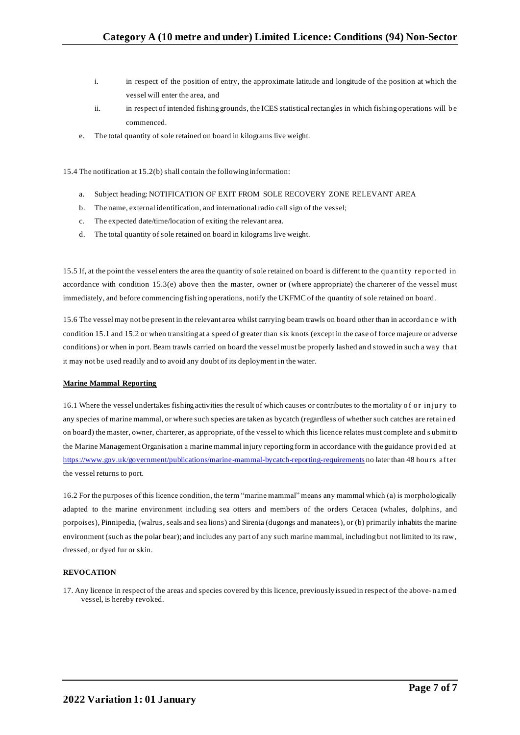i. in respect of the position of entry, the approximate latitude and longitude of the position at which the vessel will enter the area, and
   ii. in respect of intended fishing grounds, the ICES statistical rectangles in which fishing operations will be commenced.

e. The total quantity of sole retained on board in kilograms live weight.

15.4 The notification at 15.2(b) shall contain the following information:

a. Subject heading: NOTIFICATION OF EXIT FROM SOLE RECOVERY ZONE RELEVANT AREA
b. The name, external identification, and international radio call sign of the vessel;
c. The expected date/time/location of exiting the relevant area.
d. The total quantity of sole retained on board in kilograms live weight.

15.5 If, at the point the vessel enters the area the quantity of sole retained on board is different to the quantity reported in accordance with condition 15.3(e) above then the master, owner or (where appropriate) the charterer of the vessel must immediately, and before commencing fishing operations, notify the UKFMC of the quantity of sole retained on board.

15.6 The vessel may not be present in the relevant area whilst carrying beam trawls on board other than in accordance with condition 15.1 and 15.2 or when transiting at a speed of greater than six knots (except in the case of force majeure or adverse conditions) or when in port. Beam trawls carried on board the vessel must be properly lashed and stowed in such a way that it may not be used readily and to avoid any doubt of its deployment in the water.

**Marine Mammal Reporting**

16.1 Where the vessel undertakes fishing activities the result of which causes or contributes to the mortality of or injury to any species of marine mammal, or where such species are taken as bycatch (regardless of whether such catches are retained on board) the master, owner, charterer, as appropriate, of the vessel to which this licence relates must complete and submit to the Marine Management Organisation a marine mammal injury reporting form in accordance with the guidance provided at https://www.gov.uk/government/publications/marine-mammal-bycatch-reporting-requirements no later than 48 hours after the vessel returns to port.

16.2 For the purposes of this licence condition, the term "marine mammal" means any mammal which (a) is morphologically adapted to the marine environment including sea otters and members of the orders Cetacea (whales, dolphins, and porpoises), Pinnipedia, (walrus, seals and sea lions) and Sirenia (dugongs and manatees), or (b) primarily inhabits the marine environment (such as the polar bear); and includes any part of any such marine mammal, including but not limited to its raw, dressed, or dyed fur or skin.

**REVOCATION**

17. Any licence in respect of the areas and species covered by this licence, previously issued in respect of the above-named vessel, is hereby revoked.